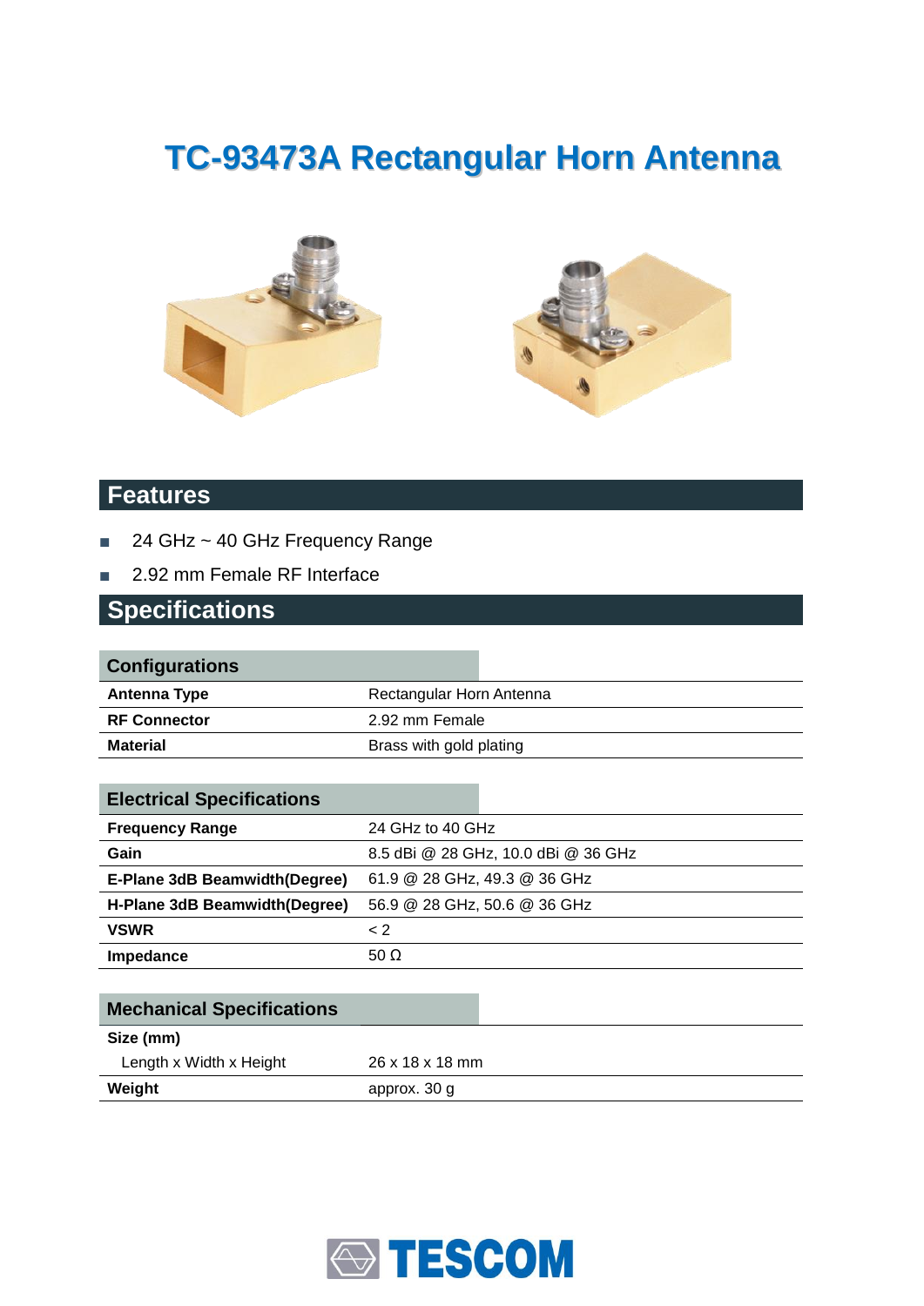# TC-93473A Rectangular Horn Antenna

## Features

- 24 GHz ~ 40 GHz Frequency Range
- 2.92 mm Female RF Interface

## Specifications

| Configurations | |
|---|---|
| **Antenna Type** | Rectangular Horn Antenna |
| **RF Connector** | 2.92 mm Female |
| **Material** | Brass with gold plating |

| Electrical Specifications | |
|---|---|
| **Frequency Range** | 24 GHz to 40 GHz |
| **Gain** | 8.5 dBi @ 28 GHz, 10.0 dBi @ 36 GHz |
| **E-Plane 3dB Beamwidth(Degree)** | 61.9 @ 28 GHz, 49.3 @ 36 GHz |
| **H-Plane 3dB Beamwidth(Degree)** | 56.9 @ 28 GHz, 50.6 @ 36 GHz |
| **VSWR** | < 2 |
| **Impedance** | 50 Ω |

| Mechanical Specifications | |
|---|---|
| **Size (mm)** | |
| Length x Width x Height | 26 x 18 x 18 mm |
| **Weight** | approx. 30 g |

TESCOM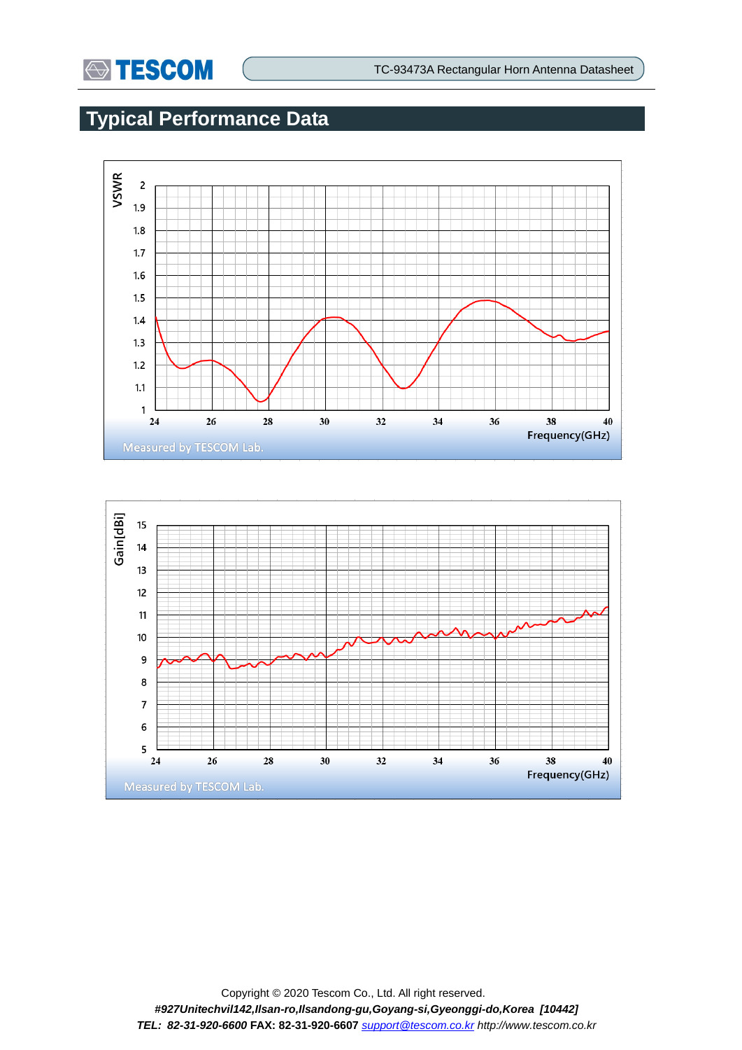# Typical Performance Data

VSWR

2
1.9
1.8
1.7
1.6
1.5
1.4
1.3
1.2
1.1
1

24 26 28 30 32 34 36 38 40

Frequency(GHz)

Measured by TESCOM Lab.

Gain[dBi]

15
14
13
12
11
10
9
8
7
6
5

24 26 28 30 32 34 36 38 40

Frequency(GHz)

Measured by TESCOM Lab.

Copyright © 2020 Tescom Co., Ltd. All right reserved.

***#927Unitechvil142,Ilsan-ro,Ilsandong-gu,Goyang-si,Gyeonggi-do,Korea [10442]***

***TEL: 82-31-920-6600*** **FAX: 82-31-920-6607** *support@tescom.co.kr http://www.tescom.co.kr*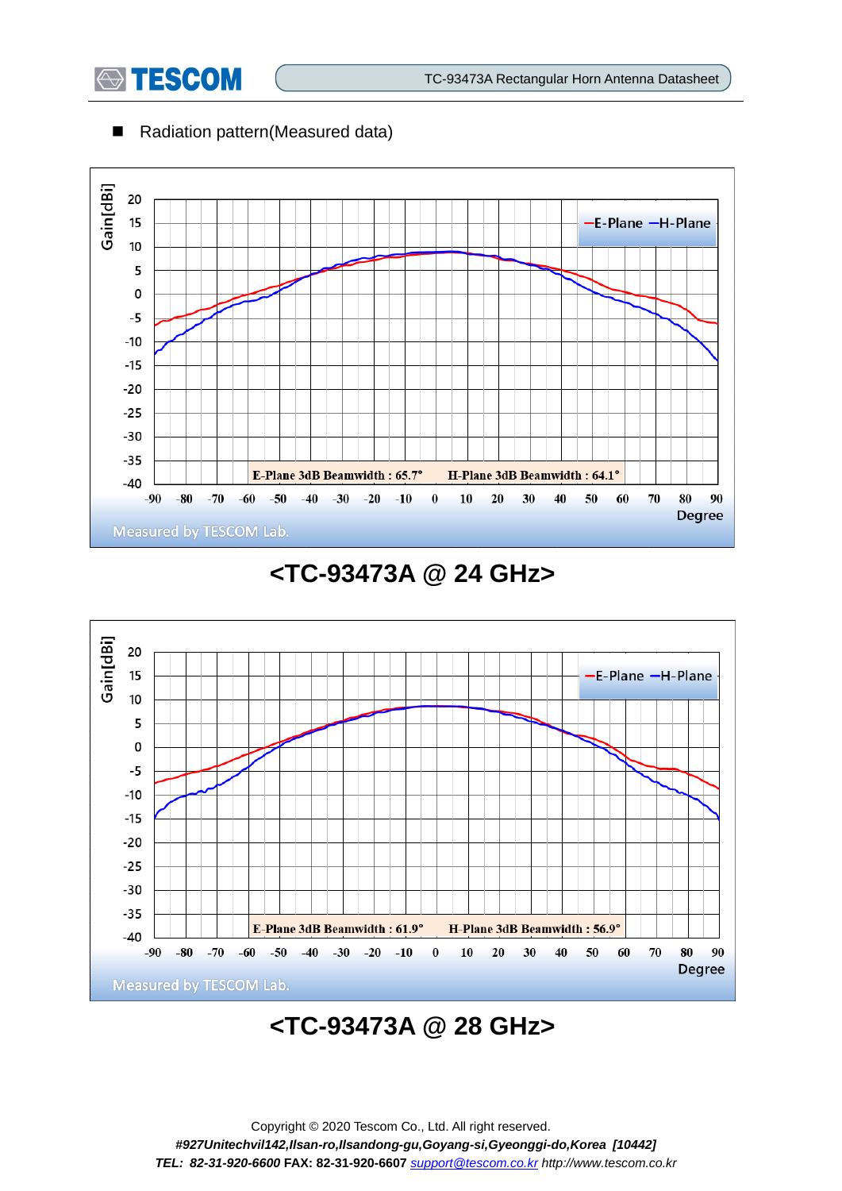■ Radiation pattern(Measured data)

E-Plane 3dB Beamwidth : 65.7°  H-Plane 3dB Beamwidth : 64.1°

Measured by TESCOM Lab.

## <TC-93473A @ 24 GHz>

E-Plane 3dB Beamwidth : 61.9°  H-Plane 3dB Beamwidth : 56.9°

Measured by TESCOM Lab.

## <TC-93473A @ 28 GHz>

Copyright © 2020 Tescom Co., Ltd. All right reserved.

*#927Unitechvil142,Ilsan-ro,Ilsandong-gu,Goyang-si,Gyeonggi-do,Korea [10442]*

***TEL: 82-31-920-6600*** **FAX: 82-31-920-6607** *support@tescom.co.kr http://www.tescom.co.kr*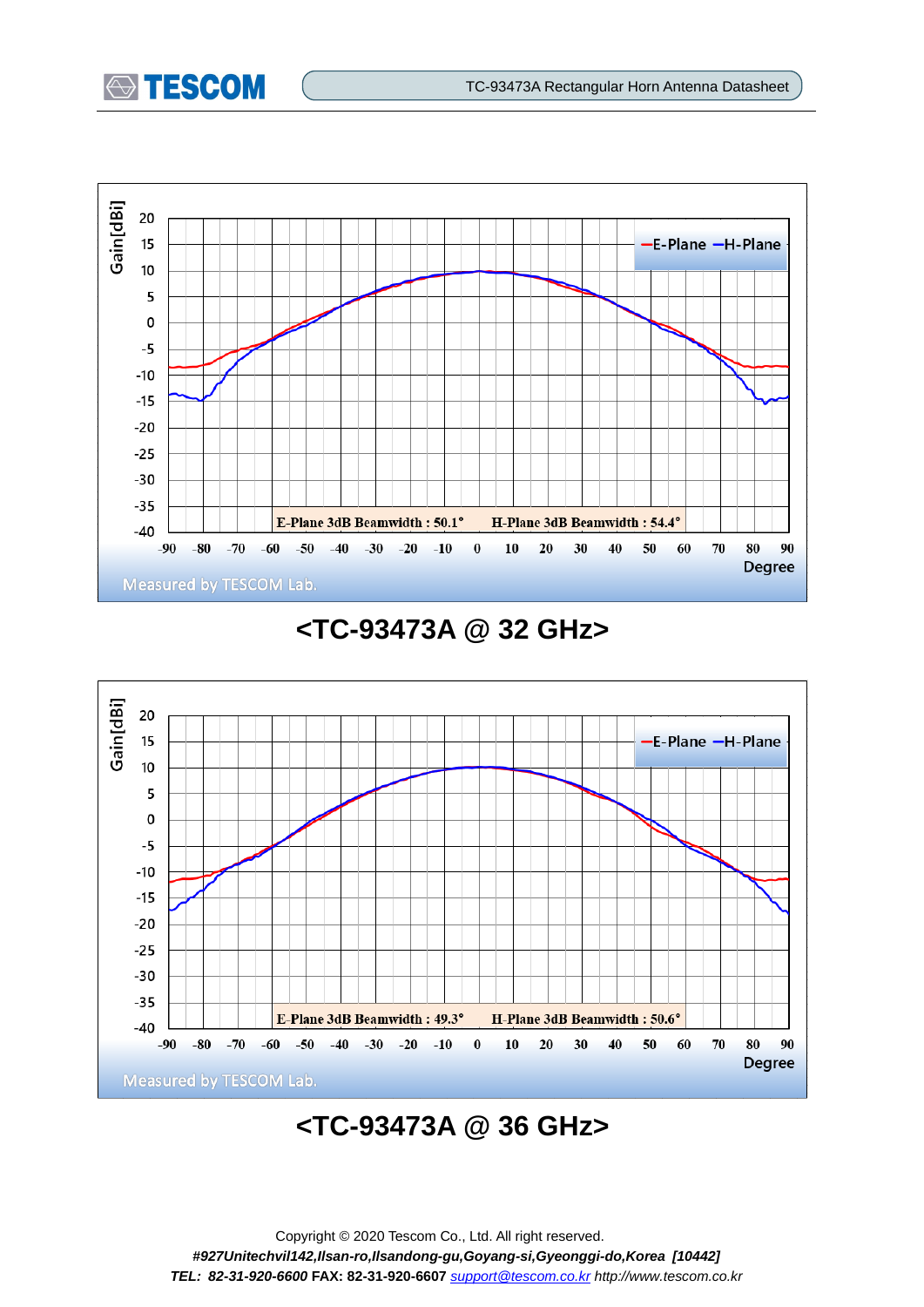E-Plane 3dB Beamwidth : 50.1°     H-Plane 3dB Beamwidth : 54.4°

## <TC-93473A @ 32 GHz>

E-Plane 3dB Beamwidth : 49.3°     H-Plane 3dB Beamwidth : 50.6°

## <TC-93473A @ 36 GHz>

Copyright © 2020 Tescom Co., Ltd. All right reserved.

*#927Unitechvil142,Ilsan-ro,Ilsandong-gu,Goyang-si,Gyeonggi-do,Korea [10442]*

*TEL: 82-31-920-6600* **FAX: 82-31-920-6607** *support@tescom.co.kr http://www.tescom.co.kr*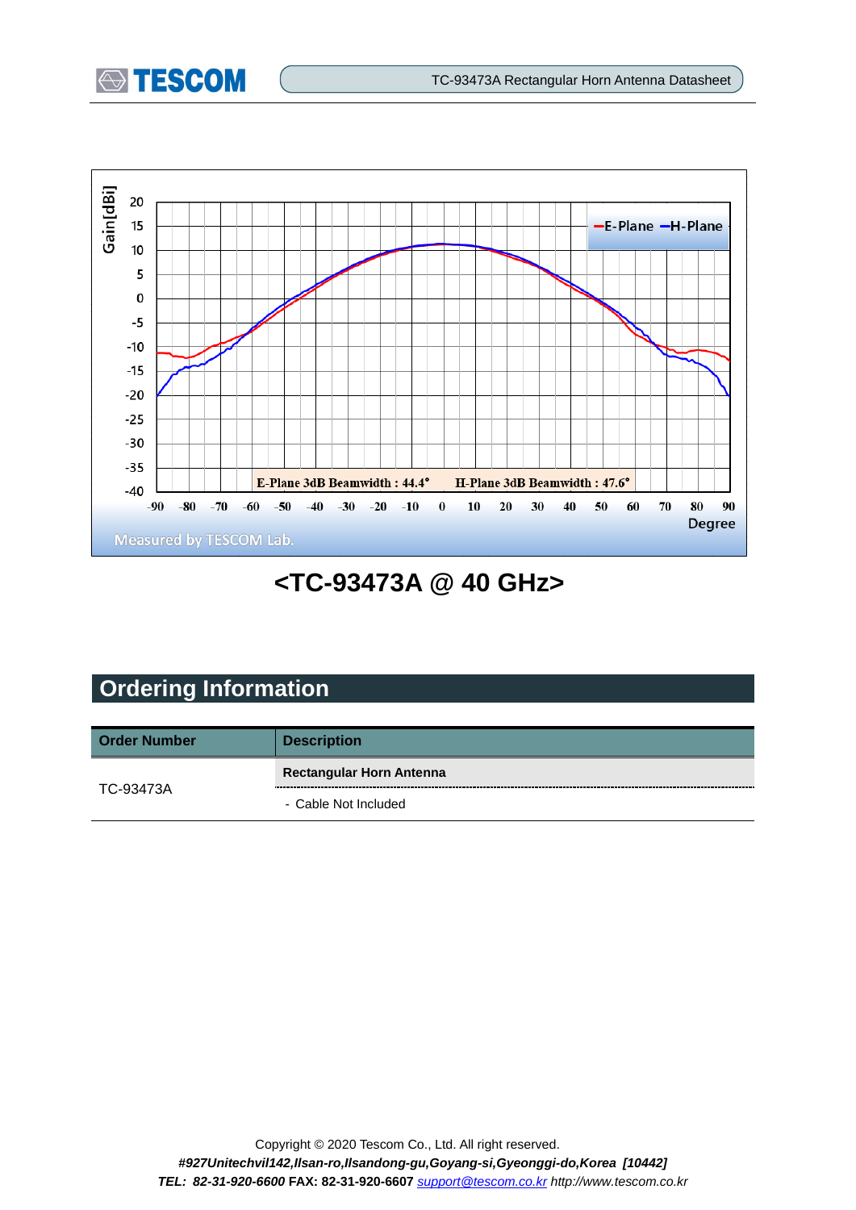Gain[dBi]

20
15
10
5
0
-5
-10
-15
-20
-25
-30
-35
-40

-90 -80 -70 -60 -50 -40 -30 -20 -10 0 10 20 30 40 50 60 70 80 90

Degree

E-Plane H-Plane

E-Plane 3dB Beamwidth : 44.4°

H-Plane 3dB Beamwidth : 47.6°

Measured by TESCOM Lab.

**<TC-93473A @ 40 GHz>**

## Ordering Information

| Order Number | Description |
|---|---|
| TC-93473A | **Rectangular Horn Antenna**<br>- Cable Not Included |

Copyright © 2020 Tescom Co., Ltd. All right reserved.

*#927Unitechvil142,Ilsan-ro,Ilsandong-gu,Goyang-si,Gyeonggi-do,Korea [10442]*

*TEL: 82-31-920-6600* FAX: 82-31-920-6607 *support@tescom.co.kr http://www.tescom.co.kr*